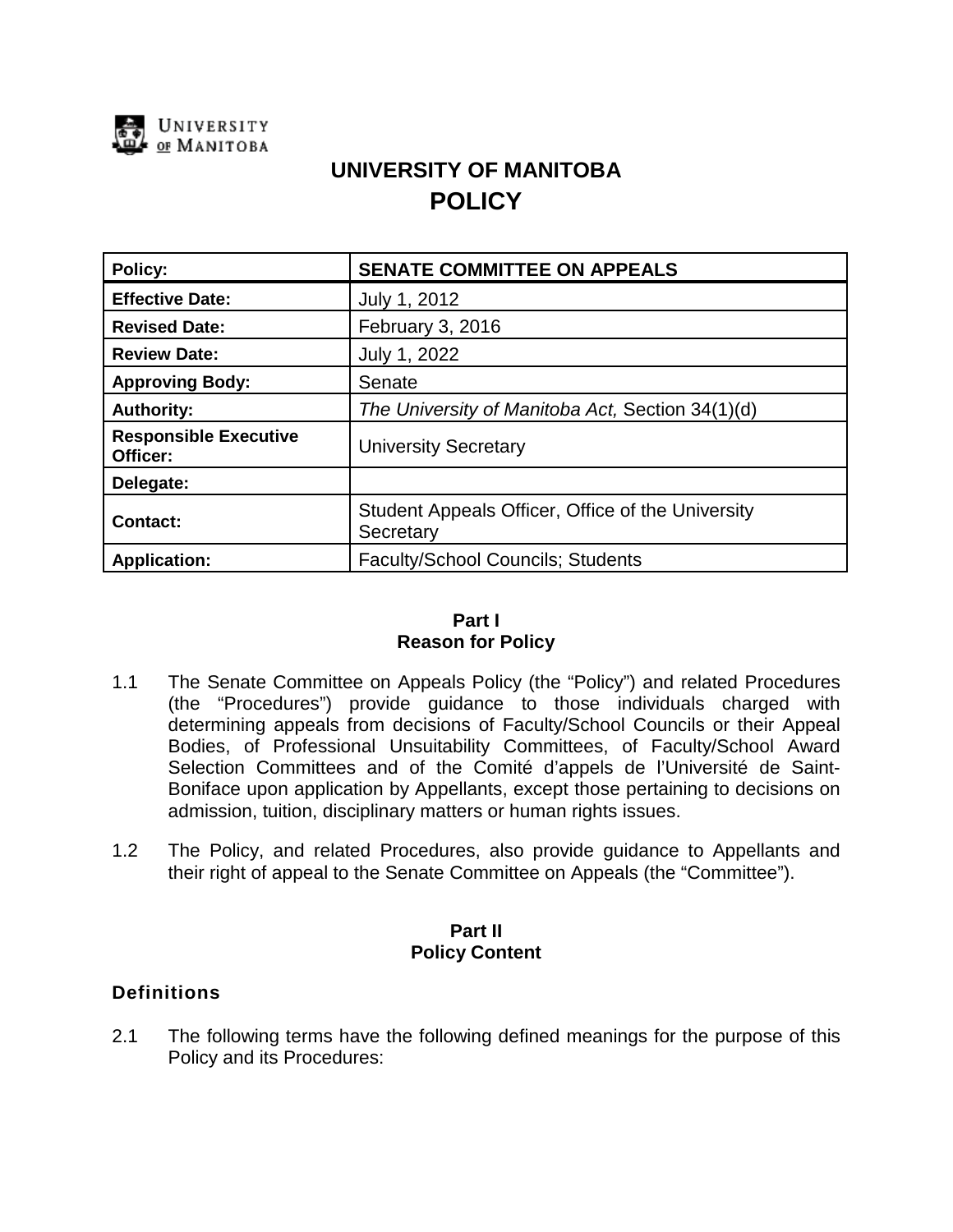UNIVERSITY OF MANITOBA

# UNIVERSITY OF MANITOBA
# POLICY

| Policy: | SENATE COMMITTEE ON APPEALS |
|---|---|
| Effective Date: | July 1, 2012 |
| Revised Date: | February 3, 2016 |
| Review Date: | July 1, 2022 |
| Approving Body: | Senate |
| Authority: | *The University of Manitoba Act,* Section 34(1)(d) |
| Responsible Executive Officer: | University Secretary |
| Delegate: | |
| Contact: | Student Appeals Officer, Office of the University Secretary |
| Application: | Faculty/School Councils; Students |

## Part I
## Reason for Policy

1.1 The Senate Committee on Appeals Policy (the "Policy") and related Procedures (the "Procedures") provide guidance to those individuals charged with determining appeals from decisions of Faculty/School Councils or their Appeal Bodies, of Professional Unsuitability Committees, of Faculty/School Award Selection Committees and of the Comité d'appels de l'Université de Saint-Boniface upon application by Appellants, except those pertaining to decisions on admission, tuition, disciplinary matters or human rights issues.

1.2 The Policy, and related Procedures, also provide guidance to Appellants and their right of appeal to the Senate Committee on Appeals (the "Committee").

## Part II
## Policy Content

### Definitions

2.1 The following terms have the following defined meanings for the purpose of this Policy and its Procedures: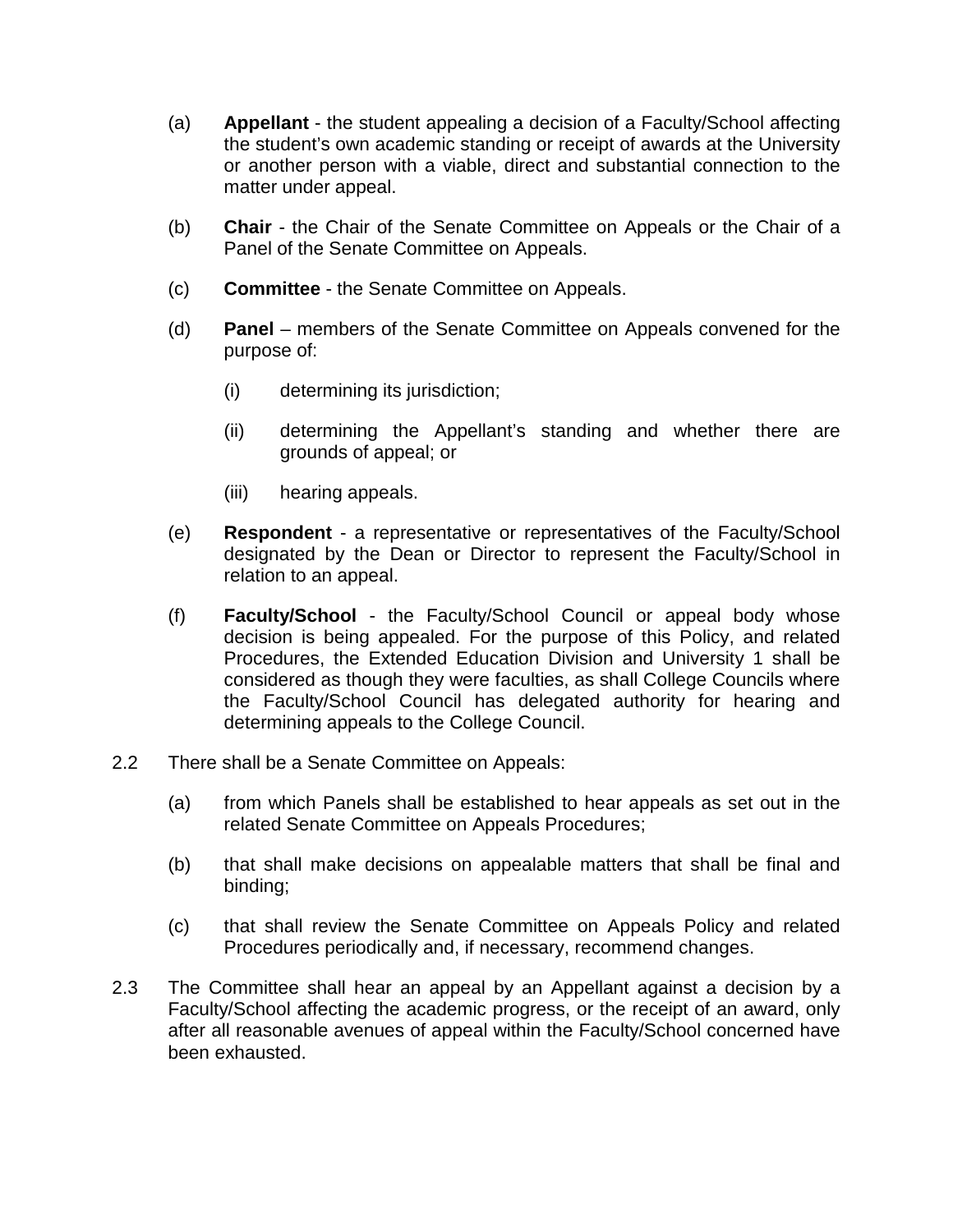(a) **Appellant** - the student appealing a decision of a Faculty/School affecting the student's own academic standing or receipt of awards at the University or another person with a viable, direct and substantial connection to the matter under appeal.

(b) **Chair** - the Chair of the Senate Committee on Appeals or the Chair of a Panel of the Senate Committee on Appeals.

(c) **Committee** - the Senate Committee on Appeals.

(d) **Panel** – members of the Senate Committee on Appeals convened for the purpose of:

  (i) determining its jurisdiction;

  (ii) determining the Appellant's standing and whether there are grounds of appeal; or

  (iii) hearing appeals.

(e) **Respondent** - a representative or representatives of the Faculty/School designated by the Dean or Director to represent the Faculty/School in relation to an appeal.

(f) **Faculty/School** - the Faculty/School Council or appeal body whose decision is being appealed. For the purpose of this Policy, and related Procedures, the Extended Education Division and University 1 shall be considered as though they were faculties, as shall College Councils where the Faculty/School Council has delegated authority for hearing and determining appeals to the College Council.

2.2 There shall be a Senate Committee on Appeals:

(a) from which Panels shall be established to hear appeals as set out in the related Senate Committee on Appeals Procedures;

(b) that shall make decisions on appealable matters that shall be final and binding;

(c) that shall review the Senate Committee on Appeals Policy and related Procedures periodically and, if necessary, recommend changes.

2.3 The Committee shall hear an appeal by an Appellant against a decision by a Faculty/School affecting the academic progress, or the receipt of an award, only after all reasonable avenues of appeal within the Faculty/School concerned have been exhausted.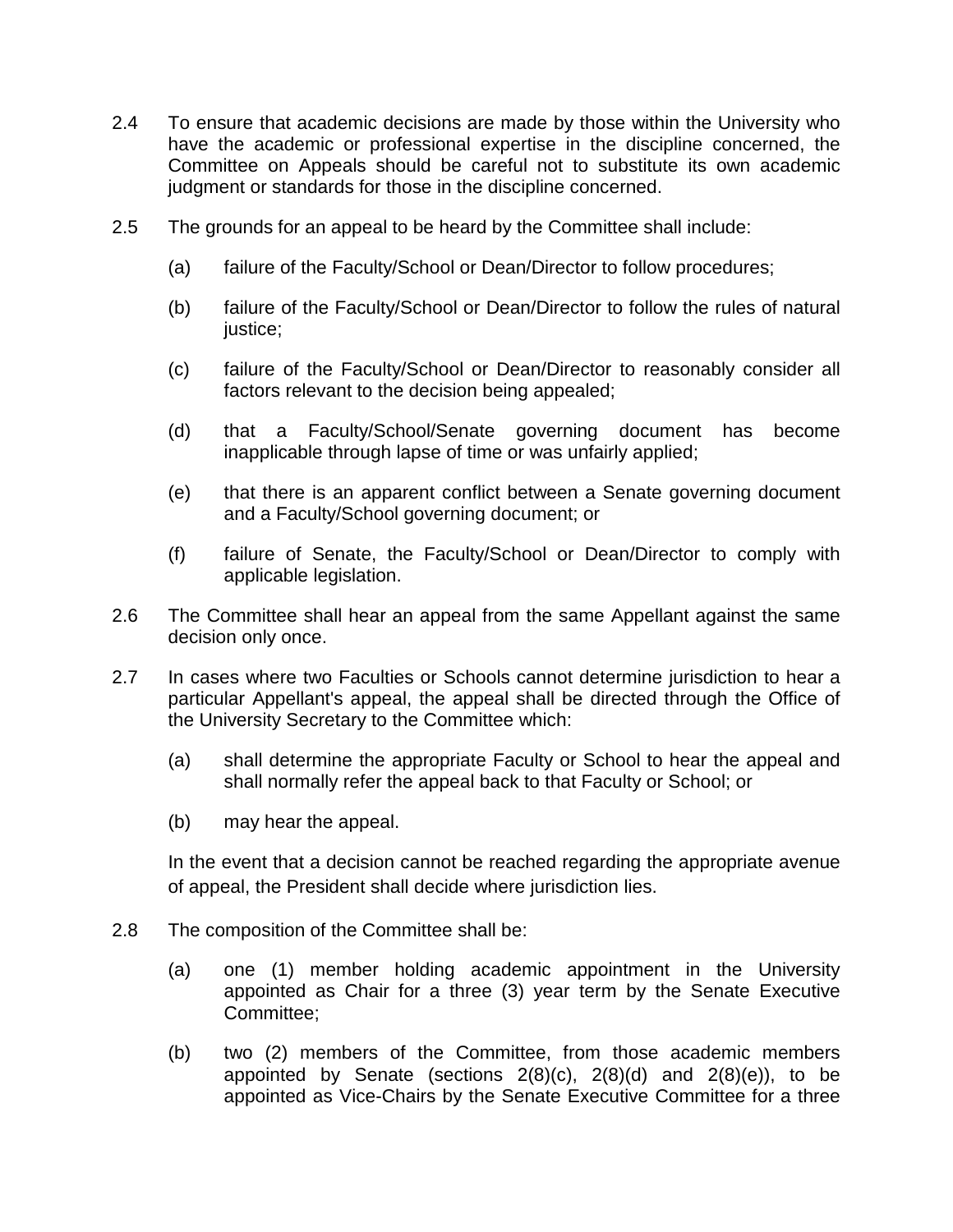2.4 To ensure that academic decisions are made by those within the University who have the academic or professional expertise in the discipline concerned, the Committee on Appeals should be careful not to substitute its own academic judgment or standards for those in the discipline concerned.

2.5 The grounds for an appeal to be heard by the Committee shall include:

(a) failure of the Faculty/School or Dean/Director to follow procedures;

(b) failure of the Faculty/School or Dean/Director to follow the rules of natural justice;

(c) failure of the Faculty/School or Dean/Director to reasonably consider all factors relevant to the decision being appealed;

(d) that a Faculty/School/Senate governing document has become inapplicable through lapse of time or was unfairly applied;

(e) that there is an apparent conflict between a Senate governing document and a Faculty/School governing document; or

(f) failure of Senate, the Faculty/School or Dean/Director to comply with applicable legislation.

2.6 The Committee shall hear an appeal from the same Appellant against the same decision only once.

2.7 In cases where two Faculties or Schools cannot determine jurisdiction to hear a particular Appellant's appeal, the appeal shall be directed through the Office of the University Secretary to the Committee which:

(a) shall determine the appropriate Faculty or School to hear the appeal and shall normally refer the appeal back to that Faculty or School; or

(b) may hear the appeal.

In the event that a decision cannot be reached regarding the appropriate avenue of appeal, the President shall decide where jurisdiction lies.

2.8 The composition of the Committee shall be:

(a) one (1) member holding academic appointment in the University appointed as Chair for a three (3) year term by the Senate Executive Committee;

(b) two (2) members of the Committee, from those academic members appointed by Senate (sections 2(8)(c), 2(8)(d) and 2(8)(e)), to be appointed as Vice-Chairs by the Senate Executive Committee for a three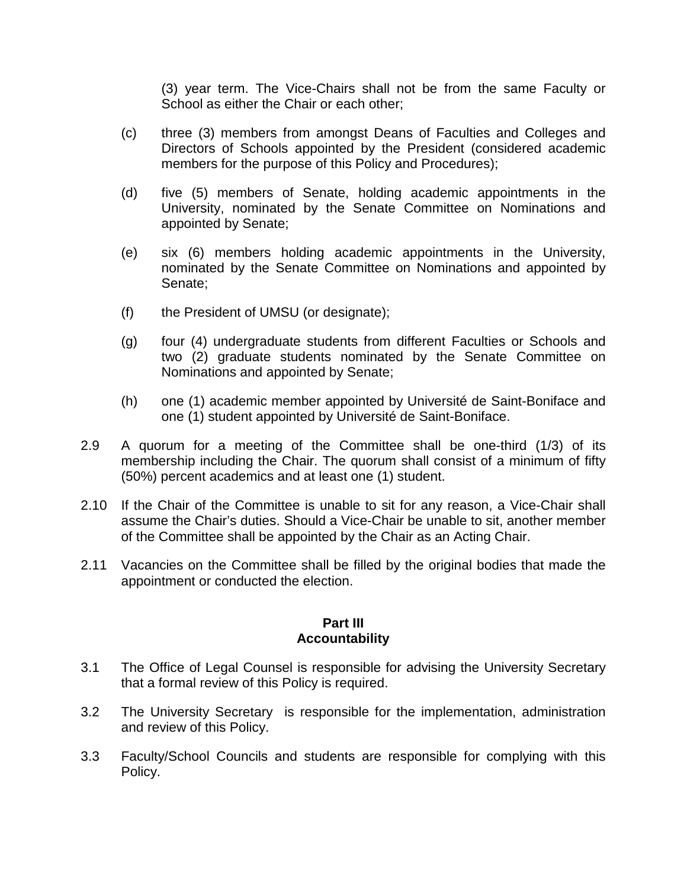(3) year term. The Vice-Chairs shall not be from the same Faculty or School as either the Chair or each other;

(c) three (3) members from amongst Deans of Faculties and Colleges and Directors of Schools appointed by the President (considered academic members for the purpose of this Policy and Procedures);

(d) five (5) members of Senate, holding academic appointments in the University, nominated by the Senate Committee on Nominations and appointed by Senate;

(e) six (6) members holding academic appointments in the University, nominated by the Senate Committee on Nominations and appointed by Senate;

(f) the President of UMSU (or designate);

(g) four (4) undergraduate students from different Faculties or Schools and two (2) graduate students nominated by the Senate Committee on Nominations and appointed by Senate;

(h) one (1) academic member appointed by Université de Saint-Boniface and one (1) student appointed by Université de Saint-Boniface.

2.9 A quorum for a meeting of the Committee shall be one-third (1/3) of its membership including the Chair. The quorum shall consist of a minimum of fifty (50%) percent academics and at least one (1) student.

2.10 If the Chair of the Committee is unable to sit for any reason, a Vice-Chair shall assume the Chair's duties. Should a Vice-Chair be unable to sit, another member of the Committee shall be appointed by the Chair as an Acting Chair.

2.11 Vacancies on the Committee shall be filled by the original bodies that made the appointment or conducted the election.

## Part III
## Accountability

3.1 The Office of Legal Counsel is responsible for advising the University Secretary that a formal review of this Policy is required.

3.2 The University Secretary is responsible for the implementation, administration and review of this Policy.

3.3 Faculty/School Councils and students are responsible for complying with this Policy.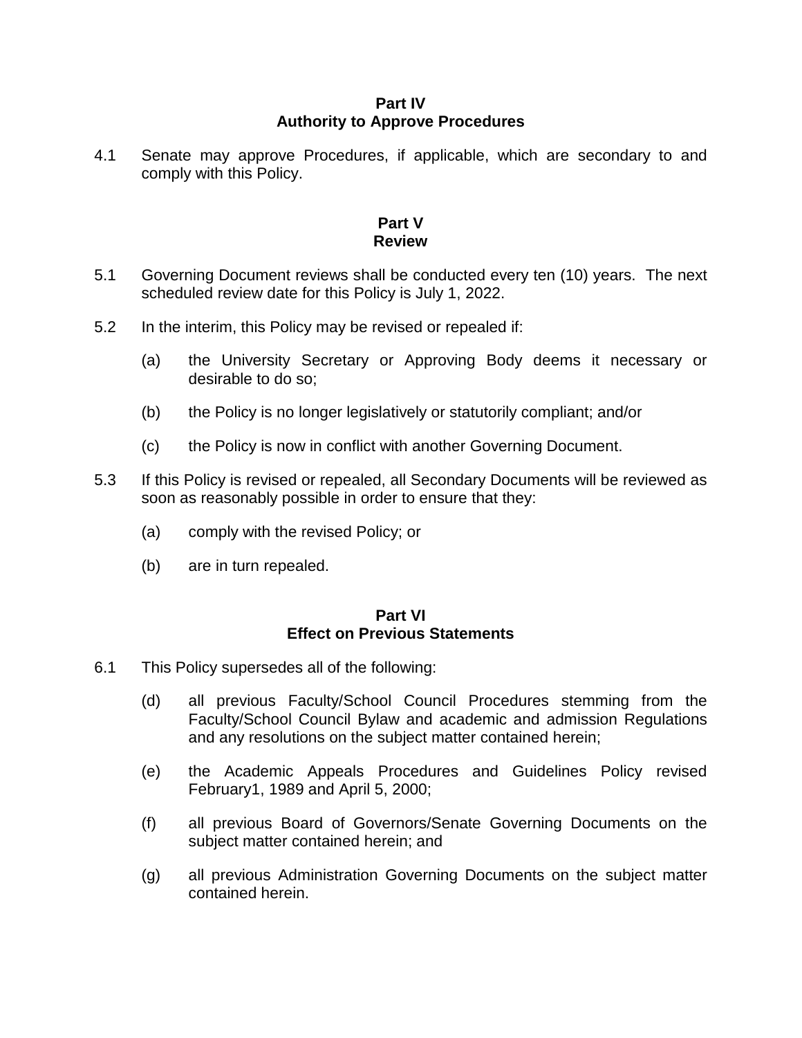## Part IV
## Authority to Approve Procedures

4.1 Senate may approve Procedures, if applicable, which are secondary to and comply with this Policy.

## Part V
## Review

5.1 Governing Document reviews shall be conducted every ten (10) years. The next scheduled review date for this Policy is July 1, 2022.

5.2 In the interim, this Policy may be revised or repealed if:

(a) the University Secretary or Approving Body deems it necessary or desirable to do so;

(b) the Policy is no longer legislatively or statutorily compliant; and/or

(c) the Policy is now in conflict with another Governing Document.

5.3 If this Policy is revised or repealed, all Secondary Documents will be reviewed as soon as reasonably possible in order to ensure that they:

(a) comply with the revised Policy; or

(b) are in turn repealed.

## Part VI
## Effect on Previous Statements

6.1 This Policy supersedes all of the following:

(d) all previous Faculty/School Council Procedures stemming from the Faculty/School Council Bylaw and academic and admission Regulations and any resolutions on the subject matter contained herein;

(e) the Academic Appeals Procedures and Guidelines Policy revised February1, 1989 and April 5, 2000;

(f) all previous Board of Governors/Senate Governing Documents on the subject matter contained herein; and

(g) all previous Administration Governing Documents on the subject matter contained herein.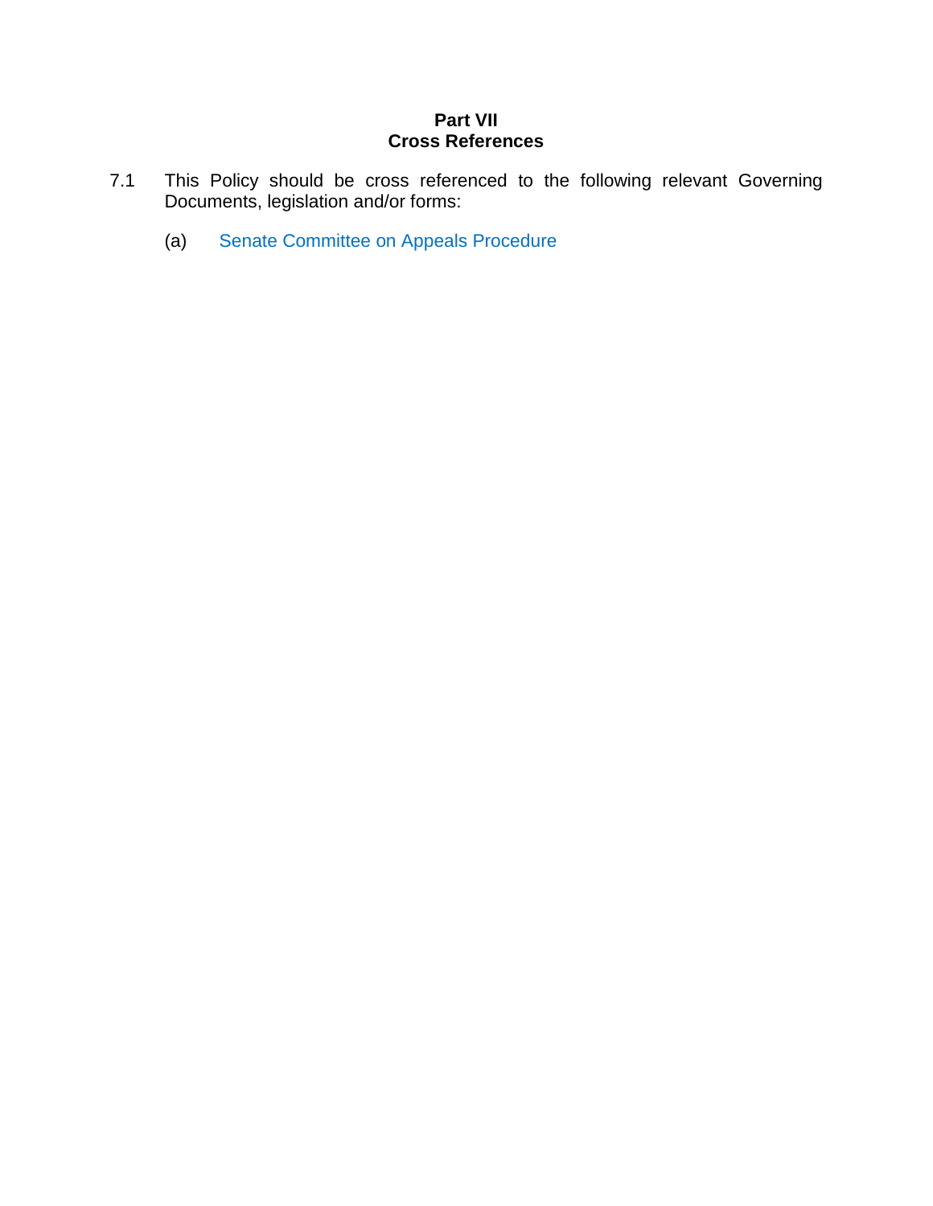## Part VII
## Cross References

7.1 This Policy should be cross referenced to the following relevant Governing Documents, legislation and/or forms:

(a) Senate Committee on Appeals Procedure